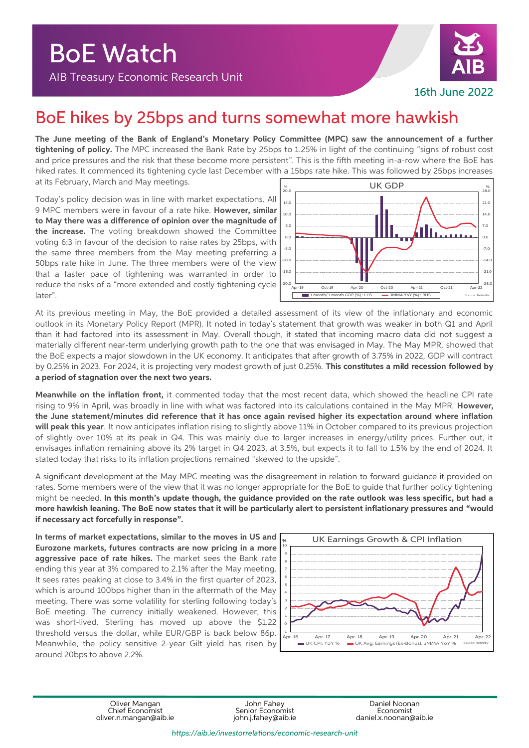# BoE Watch

AIB Treasury Economic Research Unit

16th June 2022

## BoE hikes by 25bps and turns somewhat more hawkish

**The June meeting of the Bank of England's Monetary Policy Committee (MPC) saw the announcement of a further tightening of policy.** The MPC increased the Bank Rate by 25bps to 1.25% in light of the continuing "signs of robust cost and price pressures and the risk that these become more persistent". This is the fifth meeting in-a-row where the BoE has hiked rates. It commenced its tightening cycle last December with a 15bps rate hike. This was followed by 25bps increases at its February, March and May meetings.

Today's policy decision was in line with market expectations. All 9 MPC members were in favour of a rate hike. **However, similar to May there was a difference of opinion over the magnitude of the increase.** The voting breakdown showed the Committee voting 6:3 in favour of the decision to raise rates by 25bps, with the same three members from the May meeting preferring a 50bps rate hike in June. The three members were of the view that a faster pace of tightening was warranted in order to reduce the risks of a "more extended and costly tightening cycle later".

At its previous meeting in May, the BoE provided a detailed assessment of its view of the inflationary and economic outlook in its Monetary Policy Report (MPR). It noted in today's statement that growth was weaker in both Q1 and April than it had factored into its assessment in May. Overall though, it stated that incoming macro data did not suggest a materially different near-term underlying growth path to the one that was envisaged in May. The May MPR, showed that the BoE expects a major slowdown in the UK economy. It anticipates that after growth of 3.75% in 2022, GDP will contract by 0.25% in 2023. For 2024, it is projecting very modest growth of just 0.25%. **This constitutes a mild recession followed by a period of stagnation over the next two years.**

**Meanwhile on the inflation front,** it commented today that the most recent data, which showed the headline CPI rate rising to 9% in April, was broadly in line with what was factored into its calculations contained in the May MPR. **However, the June statement/minutes did reference that it has once again revised higher its expectation around where inflation will peak this year**. It now anticipates inflation rising to slightly above 11% in October compared to its previous projection of slightly over 10% at its peak in Q4. This was mainly due to larger increases in energy/utility prices. Further out, it envisages inflation remaining above its 2% target in Q4 2023, at 3.5%, but expects it to fall to 1.5% by the end of 2024. It stated today that risks to its inflation projections remained "skewed to the upside".

A significant development at the May MPC meeting was the disagreement in relation to forward guidance it provided on rates. Some members were of the view that it was no longer appropriate for the BoE to guide that further policy tightening might be needed. **In this month's update though, the guidance provided on the rate outlook was less specific, but had a more hawkish leaning. The BoE now states that it will be particularly alert to persistent inflationary pressures and "would if necessary act forcefully in response".**

**In terms of market expectations, similar to the moves in US and Eurozone markets, futures contracts are now pricing in a more aggressive pace of rate hikes.** The market sees the Bank rate ending this year at 3% compared to 2.1% after the May meeting. It sees rates peaking at close to 3.4% in the first quarter of 2023, which is around 100bps higher than in the aftermath of the May meeting. There was some volatility for sterling following today's BoE meeting. The currency initially weakened. However, this was short-lived. Sterling has moved up above the $1.22 threshold versus the dollar, while EUR/GBP is back below 86p. Meanwhile, the policy sensitive 2-year Gilt yield has risen by around 20bps to above 2.2%.

UK GDP

Source: Refinitiv

UK Earnings Growth & CPI Inflation

Source: Refinitiv

| Oliver Mangan | John Fahey | Daniel Noonan |
|---|---|---|
| Chief Economist | Senior Economist | Economist |
| oliver.n.mangan@aib.ie | john.j.fahey@aib.ie | daniel.x.noonan@aib.ie |

*https://aib.ie/investorrelations/economic-research-unit*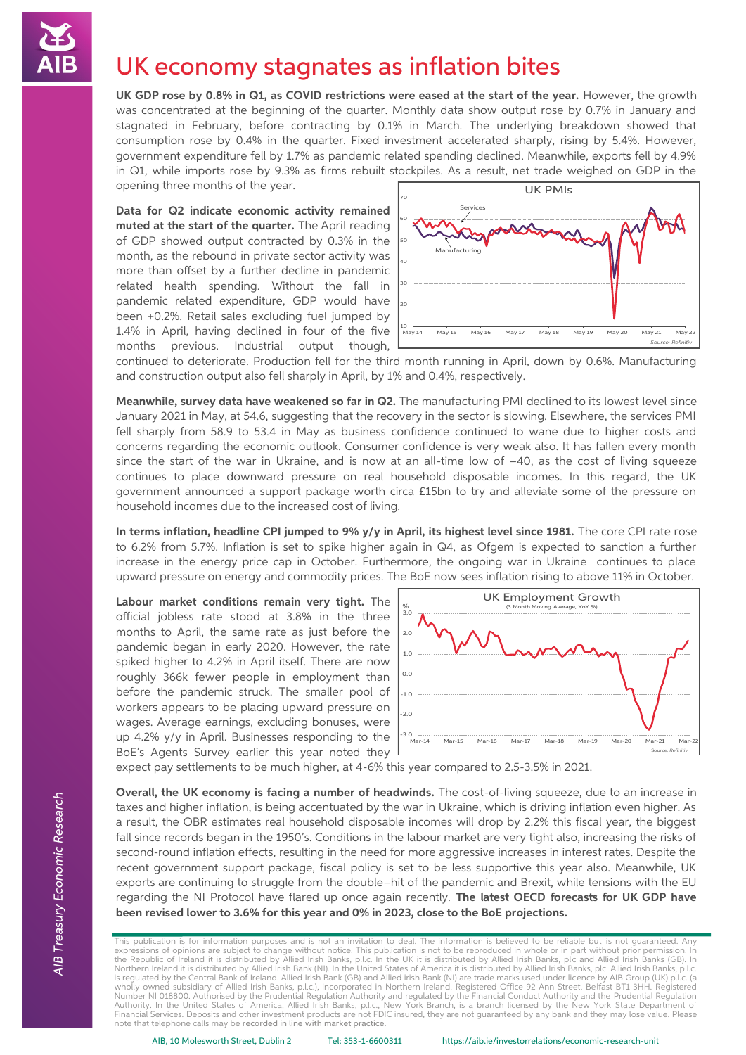# UK economy stagnates as inflation bites

**UK GDP rose by 0.8% in Q1, as COVID restrictions were eased at the start of the year.** However, the growth was concentrated at the beginning of the quarter. Monthly data show output rose by 0.7% in January and stagnated in February, before contracting by 0.1% in March. The underlying breakdown showed that consumption rose by 0.4% in the quarter. Fixed investment accelerated sharply, rising by 5.4%. However, government expenditure fell by 1.7% as pandemic related spending declined. Meanwhile, exports fell by 4.9% in Q1, while imports rose by 9.3% as firms rebuilt stockpiles. As a result, net trade weighed on GDP in the opening three months of the year.

**Data for Q2 indicate economic activity remained muted at the start of the quarter.** The April reading of GDP showed output contracted by 0.3% in the month, as the rebound in private sector activity was more than offset by a further decline in pandemic related health spending. Without the fall in pandemic related expenditure, GDP would have been +0.2%. Retail sales excluding fuel jumped by 1.4% in April, having declined in four of the five months previous. Industrial output though, continued to deteriorate. Production fell for the third month running in April, down by 0.6%. Manufacturing and construction output also fell sharply in April, by 1% and 0.4%, respectively.

UK PMIs

70
60
50
40
30
20
10

Services

Manufacturing

May 14, May 15, May 16, May 17, May 18, May 19, May 20, May 21, May 22

Source: Refinitiv

**Meanwhile, survey data have weakened so far in Q2.** The manufacturing PMI declined to its lowest level since January 2021 in May, at 54.6, suggesting that the recovery in the sector is slowing. Elsewhere, the services PMI fell sharply from 58.9 to 53.4 in May as business confidence continued to wane due to higher costs and concerns regarding the economic outlook. Consumer confidence is very weak also. It has fallen every month since the start of the war in Ukraine, and is now at an all-time low of –40, as the cost of living squeeze continues to place downward pressure on real household disposable incomes. In this regard, the UK government announced a support package worth circa £15bn to try and alleviate some of the pressure on household incomes due to the increased cost of living.

**In terms inflation, headline CPI jumped to 9% y/y in April, its highest level since 1981.** The core CPI rate rose to 6.2% from 5.7%. Inflation is set to spike higher again in Q4, as Ofgem is expected to sanction a further increase in the energy price cap in October. Furthermore, the ongoing war in Ukraine continues to place upward pressure on energy and commodity prices. The BoE now sees inflation rising to above 11% in October.

**Labour market conditions remain very tight.** The official jobless rate stood at 3.8% in the three months to April, the same rate as just before the pandemic began in early 2020. However, the rate spiked higher to 4.2% in April itself. There are now roughly 366k fewer people in employment than before the pandemic struck. The smaller pool of workers appears to be placing upward pressure on wages. Average earnings, excluding bonuses, were up 4.2% y/y in April. Businesses responding to the BoE's Agents Survey earlier this year noted they expect pay settlements to be much higher, at 4-6% this year compared to 2.5-3.5% in 2021.

UK Employment Growth

(3 Month Moving Average, YoY %)

%

3.0
2.0
1.0
0.0
-1.0
-2.0
-3.0

Mar-14, Mar-15, Mar-16, Mar-17, Mar-18, Mar-19, Mar-20, Mar-21, Mar-22

Source: Refinitiv

**Overall, the UK economy is facing a number of headwinds.** The cost-of-living squeeze, due to an increase in taxes and higher inflation, is being accentuated by the war in Ukraine, which is driving inflation even higher. As a result, the OBR estimates real household disposable incomes will drop by 2.2% this fiscal year, the biggest fall since records began in the 1950's. Conditions in the labour market are very tight also, increasing the risks of second-round inflation effects, resulting in the need for more aggressive increases in interest rates. Despite the recent government support package, fiscal policy is set to be less supportive this year also. Meanwhile, UK exports are continuing to struggle from the double–hit of the pandemic and Brexit, while tensions with the EU regarding the NI Protocol have flared up once again recently. **The latest OECD forecasts for UK GDP have been revised lower to 3.6% for this year and 0% in 2023, close to the BoE projections.**

This publication is for information purposes and is not an invitation to deal. The information is believed to be reliable but is not guaranteed. Any expressions of opinions are subject to change without notice. This publication is not to be reproduced in whole or in part without prior permission. In the Republic of Ireland it is distributed by Allied Irish Banks, p.l.c. In the UK it is distributed by Allied Irish Banks, plc and Allied Irish Banks (GB). In Northern Ireland it is distributed by Allied Irish Bank (NI). In the United States of America it is distributed by Allied Irish Banks, plc. Allied Irish Banks, p.l.c. is regulated by the Central Bank of Ireland. Allied Irish Bank (GB) and Allied Irish Bank (NI) are trade marks used under licence by AIB Group (UK) p.l.c. (a wholly owned subsidiary of Allied Irish Banks, p.l.c.), incorporated in Northern Ireland. Registered Office 92 Ann Street, Belfast BT1 3HH. Registered Number NI 018800. Authorised by the Prudential Regulation Authority and regulated by the Financial Conduct Authority and the Prudential Regulation Authority. In the United States of America, Allied Irish Banks, p.l.c., New York Branch, is a branch licensed by the New York State Department of Financial Services. Deposits and other investment products are not FDIC insured, they are not guaranteed by any bank and they may lose value. Please note that telephone calls may be recorded in line with market practice.

AIB, 10 Molesworth Street, Dublin 2 Tel: 353-1-6600311 https://aib.ie/investorrelations/economic-research-unit